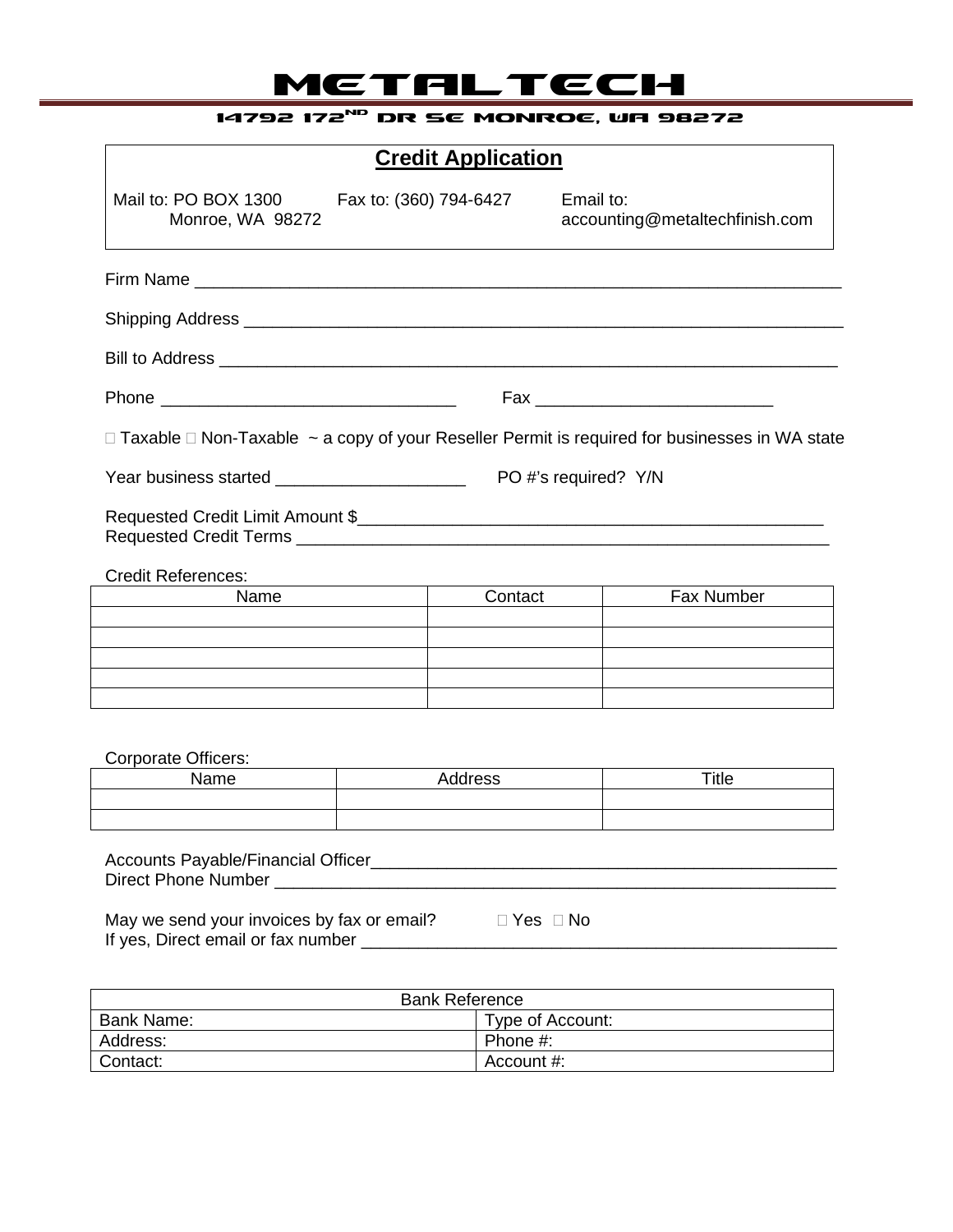# METALTECH

## 14792 172$^{ND}$ DR SE MONROE, WA 98272

## Credit Application

Mail to: PO BOX 1300
Monroe, WA 98272

Fax to: (360) 794-6427

Email to:
accounting@metaltechfinish.com

Firm Name ______________________________________________________________________

Shipping Address _________________________________________________________________

Bill to Address ___________________________________________________________________

Phone ______________________________ Fax ________________________

☐ Taxable ☐ Non-Taxable ~ a copy of your Reseller Permit is required for businesses in WA state

Year business started ___________________ PO #'s required? Y/N

Requested Credit Limit Amount $_______________________________________________
Requested Credit Terms ______________________________________________________

Credit References:

| Name | Contact | Fax Number |
|---|---|---|
| | | |
| | | |
| | | |
| | | |
| | | |

Corporate Officers:

| Name | Address | Title |
|---|---|---|
| | | |
| | | |

Accounts Payable/Financial Officer_______________________________________________
Direct Phone Number ________________________________________________________

May we send your invoices by fax or email? ☐ Yes ☐ No
If yes, Direct email or fax number ______________________________________________

| Bank Reference | |
|---|---|
| Bank Name: | Type of Account: |
| Address: | Phone #: |
| Contact: | Account #: |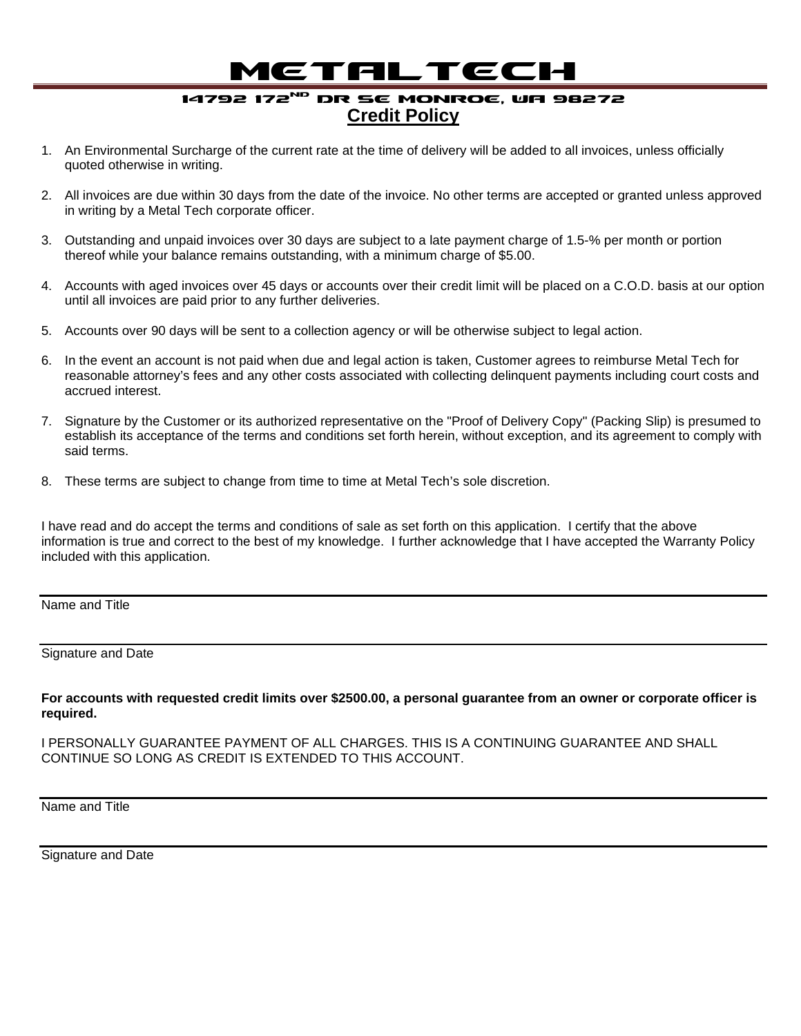# METALTECH

## 14792 172ND DR SE MONROE, WA 98272

## Credit Policy

1. An Environmental Surcharge of the current rate at the time of delivery will be added to all invoices, unless officially quoted otherwise in writing.

2. All invoices are due within 30 days from the date of the invoice. No other terms are accepted or granted unless approved in writing by a Metal Tech corporate officer.

3. Outstanding and unpaid invoices over 30 days are subject to a late payment charge of 1.5-% per month or portion thereof while your balance remains outstanding, with a minimum charge of $5.00.

4. Accounts with aged invoices over 45 days or accounts over their credit limit will be placed on a C.O.D. basis at our option until all invoices are paid prior to any further deliveries.

5. Accounts over 90 days will be sent to a collection agency or will be otherwise subject to legal action.

6. In the event an account is not paid when due and legal action is taken, Customer agrees to reimburse Metal Tech for reasonable attorney's fees and any other costs associated with collecting delinquent payments including court costs and accrued interest.

7. Signature by the Customer or its authorized representative on the "Proof of Delivery Copy" (Packing Slip) is presumed to establish its acceptance of the terms and conditions set forth herein, without exception, and its agreement to comply with said terms.

8. These terms are subject to change from time to time at Metal Tech's sole discretion.

I have read and do accept the terms and conditions of sale as set forth on this application. I certify that the above information is true and correct to the best of my knowledge. I further acknowledge that I have accepted the Warranty Policy included with this application.

___

Name and Title

___

Signature and Date

**For accounts with requested credit limits over $2500.00, a personal guarantee from an owner or corporate officer is required.**

I PERSONALLY GUARANTEE PAYMENT OF ALL CHARGES. THIS IS A CONTINUING GUARANTEE AND SHALL CONTINUE SO LONG AS CREDIT IS EXTENDED TO THIS ACCOUNT.

___

Name and Title

___

Signature and Date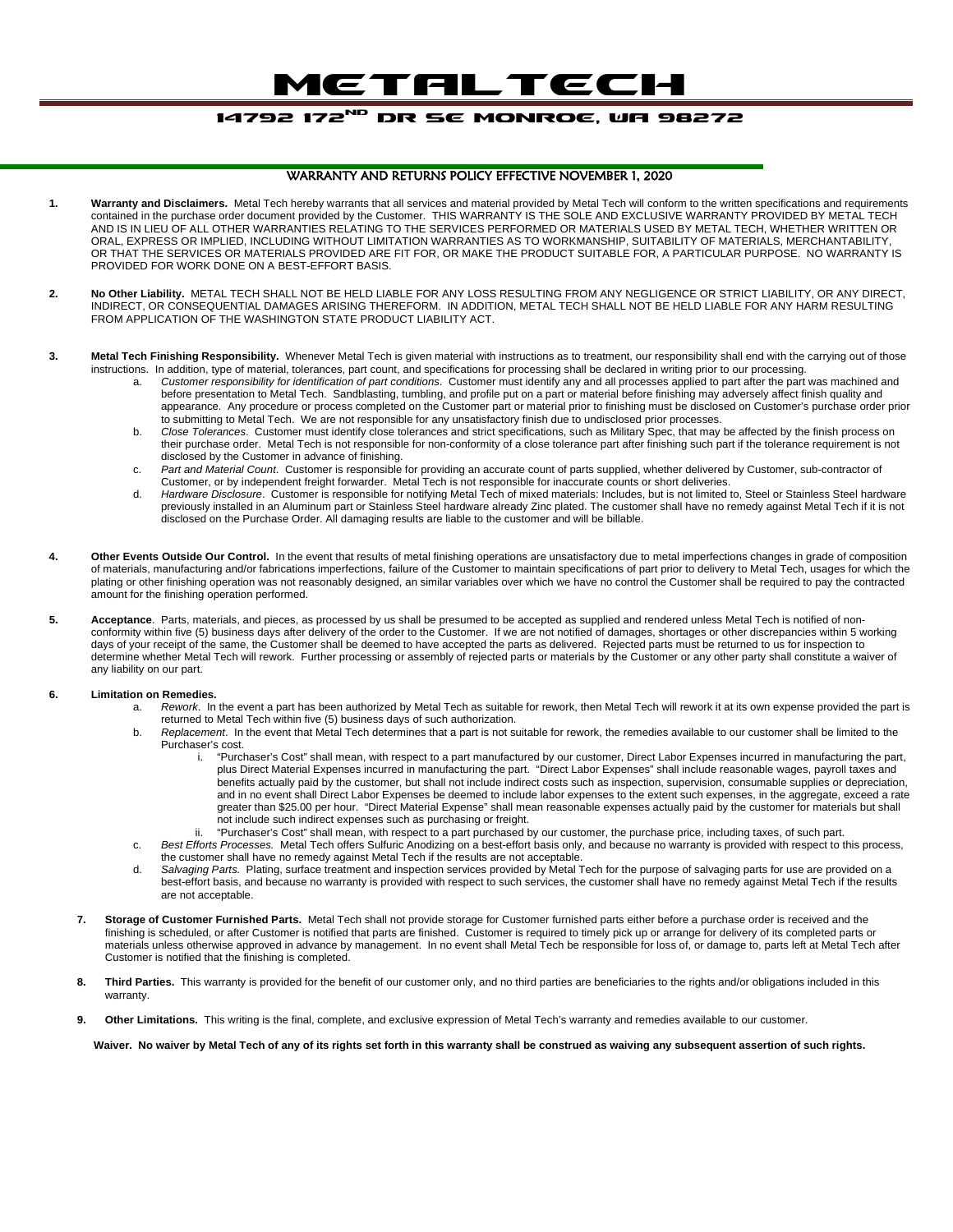# METALTECH

## 14792 172ND DR SE MONROE, WA 98272

### WARRANTY AND RETURNS POLICY EFFECTIVE NOVEMBER 1, 2020

1. **Warranty and Disclaimers.** Metal Tech hereby warrants that all services and material provided by Metal Tech will conform to the written specifications and requirements contained in the purchase order document provided by the Customer. THIS WARRANTY IS THE SOLE AND EXCLUSIVE WARRANTY PROVIDED BY METAL TECH AND IS IN LIEU OF ALL OTHER WARRANTIES RELATING TO THE SERVICES PERFORMED OR MATERIALS USED BY METAL TECH, WHETHER WRITTEN OR ORAL, EXPRESS OR IMPLIED, INCLUDING WITHOUT LIMITATION WARRANTIES AS TO WORKMANSHIP, SUITABILITY OF MATERIALS, MERCHANTABILITY, OR THAT THE SERVICES OR MATERIALS PROVIDED ARE FIT FOR, OR MAKE THE PRODUCT SUITABLE FOR, A PARTICULAR PURPOSE. NO WARRANTY IS PROVIDED FOR WORK DONE ON A BEST-EFFORT BASIS.

2. **No Other Liability.** METAL TECH SHALL NOT BE HELD LIABLE FOR ANY LOSS RESULTING FROM ANY NEGLIGENCE OR STRICT LIABILITY, OR ANY DIRECT, INDIRECT, OR CONSEQUENTIAL DAMAGES ARISING THEREFORM. IN ADDITION, METAL TECH SHALL NOT BE HELD LIABLE FOR ANY HARM RESULTING FROM APPLICATION OF THE WASHINGTON STATE PRODUCT LIABILITY ACT.

3. **Metal Tech Finishing Responsibility.** Whenever Metal Tech is given material with instructions as to treatment, our responsibility shall end with the carrying out of those instructions. In addition, type of material, tolerances, part count, and specifications for processing shall be declared in writing prior to our processing.
   a. *Customer responsibility for identification of part conditions*. Customer must identify any and all processes applied to part after the part was machined and before presentation to Metal Tech. Sandblasting, tumbling, and profile put on a part or material before finishing may adversely affect finish quality and appearance. Any procedure or process completed on the Customer part or material prior to finishing must be disclosed on Customer's purchase order prior to submitting to Metal Tech. We are not responsible for any unsatisfactory finish due to undisclosed prior processes.
   b. *Close Tolerances*. Customer must identify close tolerances and strict specifications, such as Military Spec, that may be affected by the finish process on their purchase order. Metal Tech is not responsible for non-conformity of a close tolerance part after finishing such part if the tolerance requirement is not disclosed by the Customer in advance of finishing.
   c. *Part and Material Count*. Customer is responsible for providing an accurate count of parts supplied, whether delivered by Customer, sub-contractor of Customer, or by independent freight forwarder. Metal Tech is not responsible for inaccurate counts or short deliveries.
   d. *Hardware Disclosure*. Customer is responsible for notifying Metal Tech of mixed materials: Includes, but is not limited to, Steel or Stainless Steel hardware previously installed in an Aluminum part or Stainless Steel hardware already Zinc plated. The customer shall have no remedy against Metal Tech if it is not disclosed on the Purchase Order. All damaging results are liable to the customer and will be billable.

4. **Other Events Outside Our Control.** In the event that results of metal finishing operations are unsatisfactory due to metal imperfections changes in grade of composition of materials, manufacturing and/or fabrications imperfections, failure of the Customer to maintain specifications of part prior to delivery to Metal Tech, usages for which the plating or other finishing operation was not reasonably designed, an similar variables over which we have no control the Customer shall be required to pay the contracted amount for the finishing operation performed.

5. **Acceptance**. Parts, materials, and pieces, as processed by us shall be presumed to be accepted as supplied and rendered unless Metal Tech is notified of non-conformity within five (5) business days after delivery of the order to the Customer. If we are not notified of damages, shortages or other discrepancies within 5 working days of your receipt of the same, the Customer shall be deemed to have accepted the parts as delivered. Rejected parts must be returned to us for inspection to determine whether Metal Tech will rework. Further processing or assembly of rejected parts or materials by the Customer or any other party shall constitute a waiver of any liability on our part.

6. **Limitation on Remedies.**
   a. *Rework*. In the event a part has been authorized by Metal Tech as suitable for rework, then Metal Tech will rework it at its own expense provided the part is returned to Metal Tech within five (5) business days of such authorization.
   b. *Replacement*. In the event that Metal Tech determines that a part is not suitable for rework, the remedies available to our customer shall be limited to the Purchaser's cost.
      i. "Purchaser's Cost" shall mean, with respect to a part manufactured by our customer, Direct Labor Expenses incurred in manufacturing the part, plus Direct Material Expenses incurred in manufacturing the part. "Direct Labor Expenses" shall include reasonable wages, payroll taxes and benefits actually paid by the customer, but shall not include indirect costs such as inspection, supervision, consumable supplies or depreciation, and in no event shall Direct Labor Expenses be deemed to include labor expenses to the extent such expenses, in the aggregate, exceed a rate greater than $25.00 per hour. "Direct Material Expense" shall mean reasonable expenses actually paid by the customer for materials but shall not include such indirect expenses such as purchasing or freight.
      ii. "Purchaser's Cost" shall mean, with respect to a part purchased by our customer, the purchase price, including taxes, of such part.
   c. *Best Efforts Processes.* Metal Tech offers Sulfuric Anodizing on a best-effort basis only, and because no warranty is provided with respect to this process, the customer shall have no remedy against Metal Tech if the results are not acceptable.
   d. *Salvaging Parts.* Plating, surface treatment and inspection services provided by Metal Tech for the purpose of salvaging parts for use are provided on a best-effort basis, and because no warranty is provided with respect to such services, the customer shall have no remedy against Metal Tech if the results are not acceptable.

7. **Storage of Customer Furnished Parts.** Metal Tech shall not provide storage for Customer furnished parts either before a purchase order is received and the finishing is scheduled, or after Customer is notified that parts are finished. Customer is required to timely pick up or arrange for delivery of its completed parts or materials unless otherwise approved in advance by management. In no event shall Metal Tech be responsible for loss of, or damage to, parts left at Metal Tech after Customer is notified that the finishing is completed.

8. **Third Parties.** This warranty is provided for the benefit of our customer only, and no third parties are beneficiaries to the rights and/or obligations included in this warranty.

9. **Other Limitations.** This writing is the final, complete, and exclusive expression of Metal Tech's warranty and remedies available to our customer.

**Waiver. No waiver by Metal Tech of any of its rights set forth in this warranty shall be construed as waiving any subsequent assertion of such rights.**